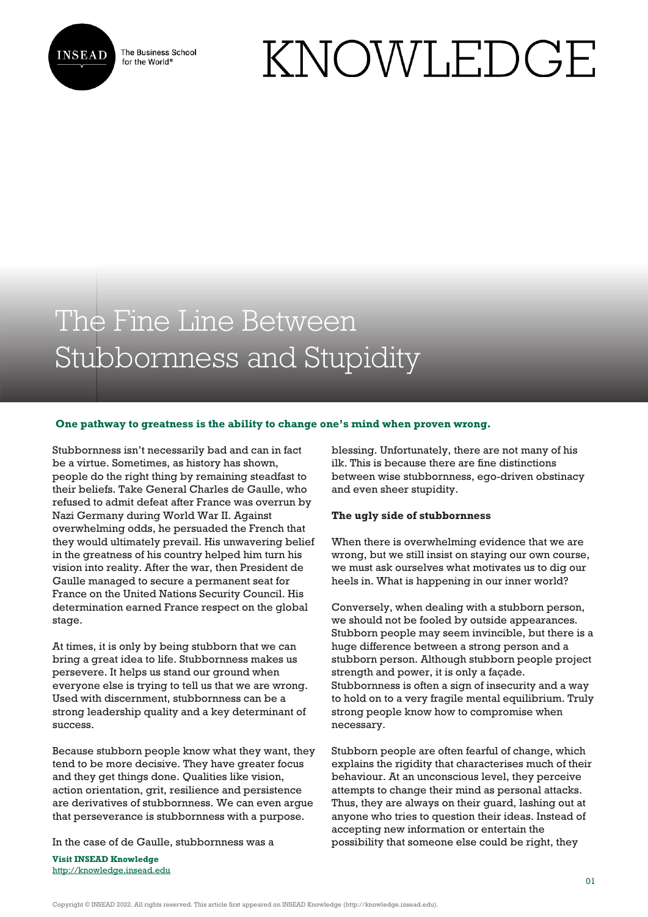# The Fine Line Between Stubbornness and Stupidity

**One pathway to greatness is the ability to change one's mind when proven wrong.**

Stubbornness isn't necessarily bad and can in fact be a virtue. Sometimes, as history has shown, people do the right thing by remaining steadfast to their beliefs. Take General Charles de Gaulle, who refused to admit defeat after France was overrun by Nazi Germany during World War II. Against overwhelming odds, he persuaded the French that they would ultimately prevail. His unwavering belief in the greatness of his country helped him turn his vision into reality. After the war, then President de Gaulle managed to secure a permanent seat for France on the United Nations Security Council. His determination earned France respect on the global stage.

At times, it is only by being stubborn that we can bring a great idea to life. Stubbornness makes us persevere. It helps us stand our ground when everyone else is trying to tell us that we are wrong. Used with discernment, stubbornness can be a strong leadership quality and a key determinant of success.

Because stubborn people know what they want, they tend to be more decisive. They have greater focus and they get things done. Qualities like vision, action orientation, grit, resilience and persistence are derivatives of stubbornness. We can even argue that perseverance is stubbornness with a purpose.

In the case of de Gaulle, stubbornness was a blessing. Unfortunately, there are not many of his ilk. This is because there are fine distinctions between wise stubbornness, ego-driven obstinacy and even sheer stupidity.

**The ugly side of stubbornness**

When there is overwhelming evidence that we are wrong, but we still insist on staying our own course, we must ask ourselves what motivates us to dig our heels in. What is happening in our inner world?

Conversely, when dealing with a stubborn person, we should not be fooled by outside appearances. Stubborn people may seem invincible, but there is a huge difference between a strong person and a stubborn person. Although stubborn people project strength and power, it is only a façade. Stubbornness is often a sign of insecurity and a way to hold on to a very fragile mental equilibrium. Truly strong people know how to compromise when necessary.

Stubborn people are often fearful of change, which explains the rigidity that characterises much of their behaviour. At an unconscious level, they perceive attempts to change their mind as personal attacks. Thus, they are always on their guard, lashing out at anyone who tries to question their ideas. Instead of accepting new information or entertain the possibility that someone else could be right, they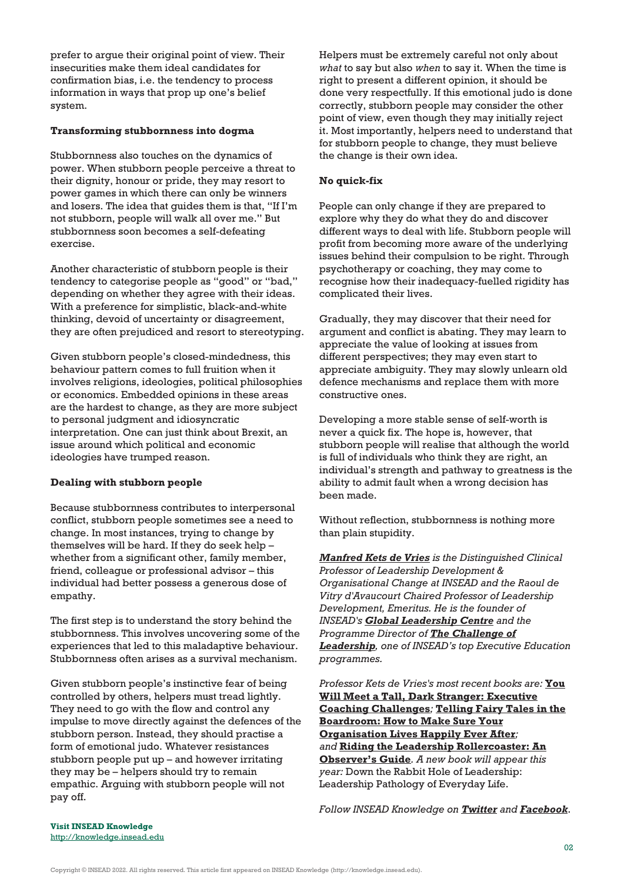prefer to argue their original point of view. Their insecurities make them ideal candidates for confirmation bias, i.e. the tendency to process information in ways that prop up one's belief system.

**Transforming stubbornness into dogma**

Stubbornness also touches on the dynamics of power. When stubborn people perceive a threat to their dignity, honour or pride, they may resort to power games in which there can only be winners and losers. The idea that guides them is that, "If I'm not stubborn, people will walk all over me." But stubbornness soon becomes a self-defeating exercise.

Another characteristic of stubborn people is their tendency to categorise people as "good" or "bad," depending on whether they agree with their ideas. With a preference for simplistic, black-and-white thinking, devoid of uncertainty or disagreement, they are often prejudiced and resort to stereotyping.

Given stubborn people's closed-mindedness, this behaviour pattern comes to full fruition when it involves religions, ideologies, political philosophies or economics. Embedded opinions in these areas are the hardest to change, as they are more subject to personal judgment and idiosyncratic interpretation. One can just think about Brexit, an issue around which political and economic ideologies have trumped reason.

**Dealing with stubborn people**

Because stubbornness contributes to interpersonal conflict, stubborn people sometimes see a need to change. In most instances, trying to change by themselves will be hard. If they do seek help – whether from a significant other, family member, friend, colleague or professional advisor – this individual had better possess a generous dose of empathy.

The first step is to understand the story behind the stubbornness. This involves uncovering some of the experiences that led to this maladaptive behaviour. Stubbornness often arises as a survival mechanism.

Given stubborn people's instinctive fear of being controlled by others, helpers must tread lightly. They need to go with the flow and control any impulse to move directly against the defences of the stubborn person. Instead, they should practise a form of emotional judo. Whatever resistances stubborn people put up – and however irritating they may be – helpers should try to remain empathic. Arguing with stubborn people will not pay off.

Helpers must be extremely careful not only about *what* to say but also *when* to say it. When the time is right to present a different opinion, it should be done very respectfully. If this emotional judo is done correctly, stubborn people may consider the other point of view, even though they may initially reject it. Most importantly, helpers need to understand that for stubborn people to change, they must believe the change is their own idea.

**No quick-fix**

People can only change if they are prepared to explore why they do what they do and discover different ways to deal with life. Stubborn people will profit from becoming more aware of the underlying issues behind their compulsion to be right. Through psychotherapy or coaching, they may come to recognise how their inadequacy-fuelled rigidity has complicated their lives.

Gradually, they may discover that their need for argument and conflict is abating. They may learn to appreciate the value of looking at issues from different perspectives; they may even start to appreciate ambiguity. They may slowly unlearn old defence mechanisms and replace them with more constructive ones.

Developing a more stable sense of self-worth is never a quick fix. The hope is, however, that stubborn people will realise that although the world is full of individuals who think they are right, an individual's strength and pathway to greatness is the ability to admit fault when a wrong decision has been made.

Without reflection, stubbornness is nothing more than plain stupidity.

*__Manfred Kets de Vries__ is the Distinguished Clinical Professor of Leadership Development & Organisational Change at INSEAD and the Raoul de Vitry d'Avaucourt Chaired Professor of Leadership Development, Emeritus. He is the founder of INSEAD's __Global Leadership Centre__ and the Programme Director of __The Challenge of Leadership__, one of INSEAD's top Executive Education programmes.*

*Professor Kets de Vries's most recent books are:* **You Will Meet a Tall, Dark Stranger: Executive Coaching Challenges***;* **Telling Fairy Tales in the Boardroom: How to Make Sure Your Organisation Lives Happily Ever After***; and* **Riding the Leadership Rollercoaster: An Observer's Guide***. A new book will appear this year:* Down the Rabbit Hole of Leadership: Leadership Pathology of Everyday Life.

*Follow INSEAD Knowledge on __Twitter__ and __Facebook__.*

**Visit INSEAD Knowledge**
http://knowledge.insead.edu

Copyright © INSEAD 2022. All rights reserved. This article first appeared on INSEAD Knowledge (http://knowledge.insead.edu).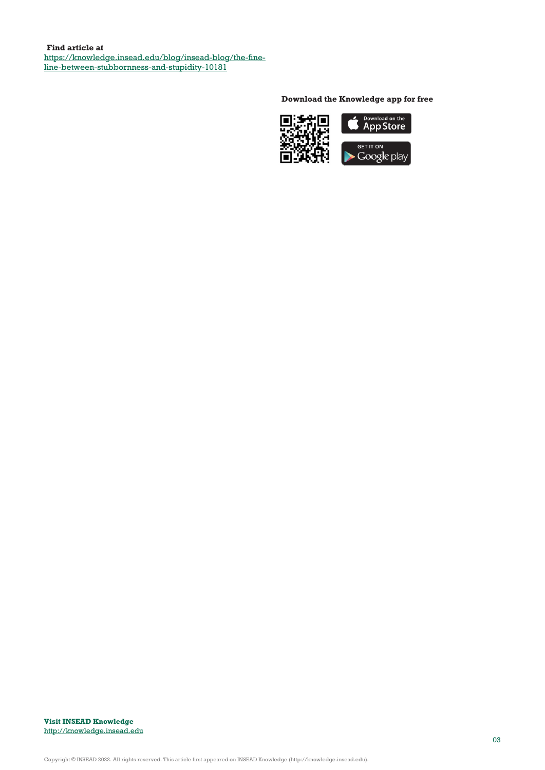**Find article at**
[https://knowledge.insead.edu/blog/insead-blog/the-fine-line-between-stubbornness-and-stupidity-10181](https://knowledge.insead.edu/blog/insead-blog/the-fine-line-between-stubbornness-and-stupidity-10181)

**Download the Knowledge app for free**

**Visit INSEAD Knowledge**
[http://knowledge.insead.edu](http://knowledge.insead.edu)

Copyright © INSEAD 2022. All rights reserved. This article first appeared on INSEAD Knowledge (http://knowledge.insead.edu).